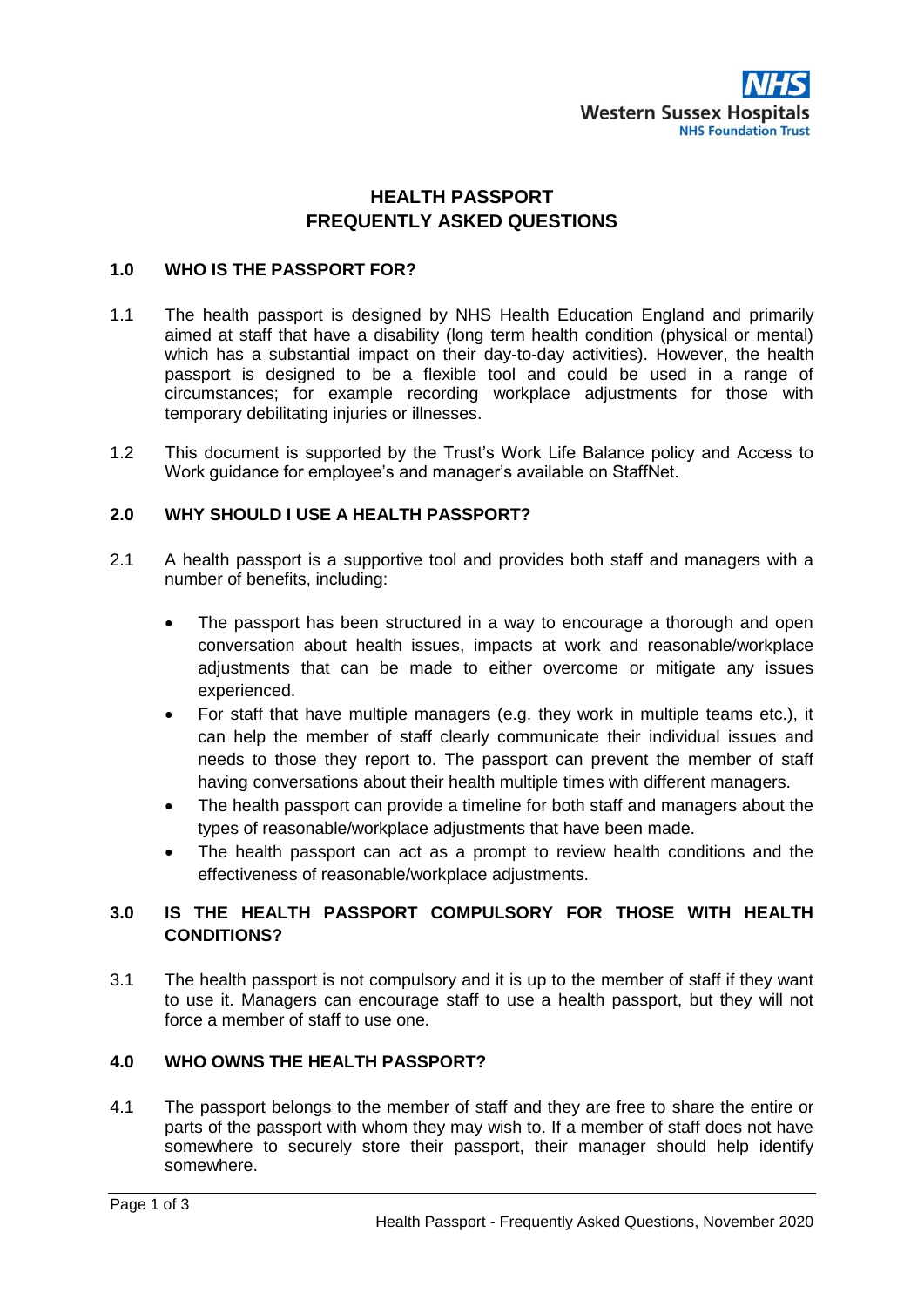# HEALTH PASSPORT
# FREQUENTLY ASKED QUESTIONS

## 1.0 WHO IS THE PASSPORT FOR?

1.1 The health passport is designed by NHS Health Education England and primarily aimed at staff that have a disability (long term health condition (physical or mental) which has a substantial impact on their day-to-day activities). However, the health passport is designed to be a flexible tool and could be used in a range of circumstances; for example recording workplace adjustments for those with temporary debilitating injuries or illnesses.

1.2 This document is supported by the Trust's Work Life Balance policy and Access to Work guidance for employee's and manager's available on StaffNet.

## 2.0 WHY SHOULD I USE A HEALTH PASSPORT?

2.1 A health passport is a supportive tool and provides both staff and managers with a number of benefits, including:

- The passport has been structured in a way to encourage a thorough and open conversation about health issues, impacts at work and reasonable/workplace adjustments that can be made to either overcome or mitigate any issues experienced.
- For staff that have multiple managers (e.g. they work in multiple teams etc.), it can help the member of staff clearly communicate their individual issues and needs to those they report to. The passport can prevent the member of staff having conversations about their health multiple times with different managers.
- The health passport can provide a timeline for both staff and managers about the types of reasonable/workplace adjustments that have been made.
- The health passport can act as a prompt to review health conditions and the effectiveness of reasonable/workplace adjustments.

## 3.0 IS THE HEALTH PASSPORT COMPULSORY FOR THOSE WITH HEALTH CONDITIONS?

3.1 The health passport is not compulsory and it is up to the member of staff if they want to use it. Managers can encourage staff to use a health passport, but they will not force a member of staff to use one.

## 4.0 WHO OWNS THE HEALTH PASSPORT?

4.1 The passport belongs to the member of staff and they are free to share the entire or parts of the passport with whom they may wish to. If a member of staff does not have somewhere to securely store their passport, their manager should help identify somewhere.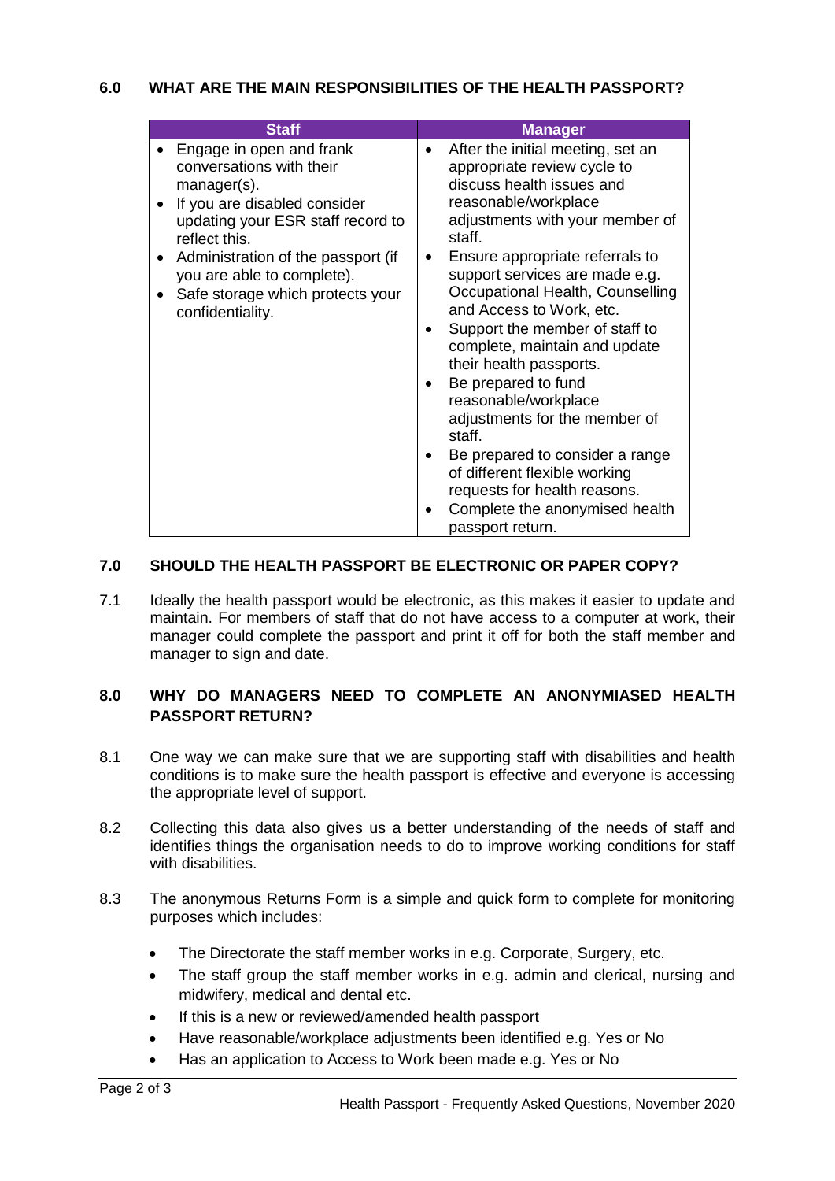## 6.0 WHAT ARE THE MAIN RESPONSIBILITIES OF THE HEALTH PASSPORT?

| Staff | Manager |
|---|---|
| • Engage in open and frank conversations with their manager(s).<br>• If you are disabled consider updating your ESR staff record to reflect this.<br>• Administration of the passport (if you are able to complete).<br>• Safe storage which protects your confidentiality. | • After the initial meeting, set an appropriate review cycle to discuss health issues and reasonable/workplace adjustments with your member of staff.<br>• Ensure appropriate referrals to support services are made e.g. Occupational Health, Counselling and Access to Work, etc.<br>• Support the member of staff to complete, maintain and update their health passports.<br>• Be prepared to fund reasonable/workplace adjustments for the member of staff.<br>• Be prepared to consider a range of different flexible working requests for health reasons.<br>• Complete the anonymised health passport return. |

## 7.0 SHOULD THE HEALTH PASSPORT BE ELECTRONIC OR PAPER COPY?

7.1 Ideally the health passport would be electronic, as this makes it easier to update and maintain. For members of staff that do not have access to a computer at work, their manager could complete the passport and print it off for both the staff member and manager to sign and date.

## 8.0 WHY DO MANAGERS NEED TO COMPLETE AN ANONYMIASED HEALTH PASSPORT RETURN?

8.1 One way we can make sure that we are supporting staff with disabilities and health conditions is to make sure the health passport is effective and everyone is accessing the appropriate level of support.

8.2 Collecting this data also gives us a better understanding of the needs of staff and identifies things the organisation needs to do to improve working conditions for staff with disabilities.

8.3 The anonymous Returns Form is a simple and quick form to complete for monitoring purposes which includes:

- The Directorate the staff member works in e.g. Corporate, Surgery, etc.
- The staff group the staff member works in e.g. admin and clerical, nursing and midwifery, medical and dental etc.
- If this is a new or reviewed/amended health passport
- Have reasonable/workplace adjustments been identified e.g. Yes or No
- Has an application to Access to Work been made e.g. Yes or No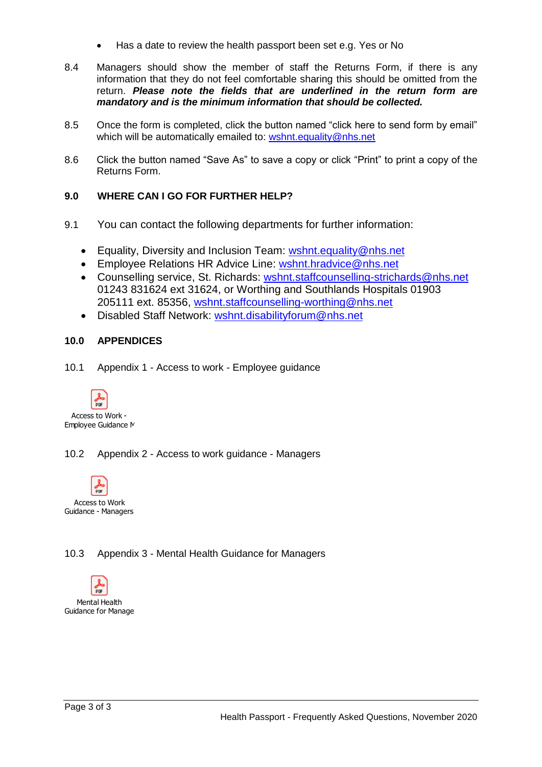- Has a date to review the health passport been set e.g. Yes or No

8.4 Managers should show the member of staff the Returns Form, if there is any information that they do not feel comfortable sharing this should be omitted from the return. ***Please note the fields that are underlined in the return form are mandatory and is the minimum information that should be collected.***

8.5 Once the form is completed, click the button named “click here to send form by email” which will be automatically emailed to: wshnt.equality@nhs.net

8.6 Click the button named “Save As” to save a copy or click “Print” to print a copy of the Returns Form.

## 9.0 WHERE CAN I GO FOR FURTHER HELP?

9.1 You can contact the following departments for further information:

- Equality, Diversity and Inclusion Team: wshnt.equality@nhs.net
- Employee Relations HR Advice Line: wshnt.hradvice@nhs.net
- Counselling service, St. Richards: wshnt.staffcounselling-strichards@nhs.net 01243 831624 ext 31624, or Worthing and Southlands Hospitals 01903 205111 ext. 85356, wshnt.staffcounselling-worthing@nhs.net
- Disabled Staff Network: wshnt.disabilityforum@nhs.net

## 10.0 APPENDICES

10.1 Appendix 1 - Access to work - Employee guidance

Access to Work - Employee Guidance M

10.2 Appendix 2 - Access to work guidance - Managers

Access to Work Guidance - Managers

10.3 Appendix 3 - Mental Health Guidance for Managers

Mental Health Guidance for Manage